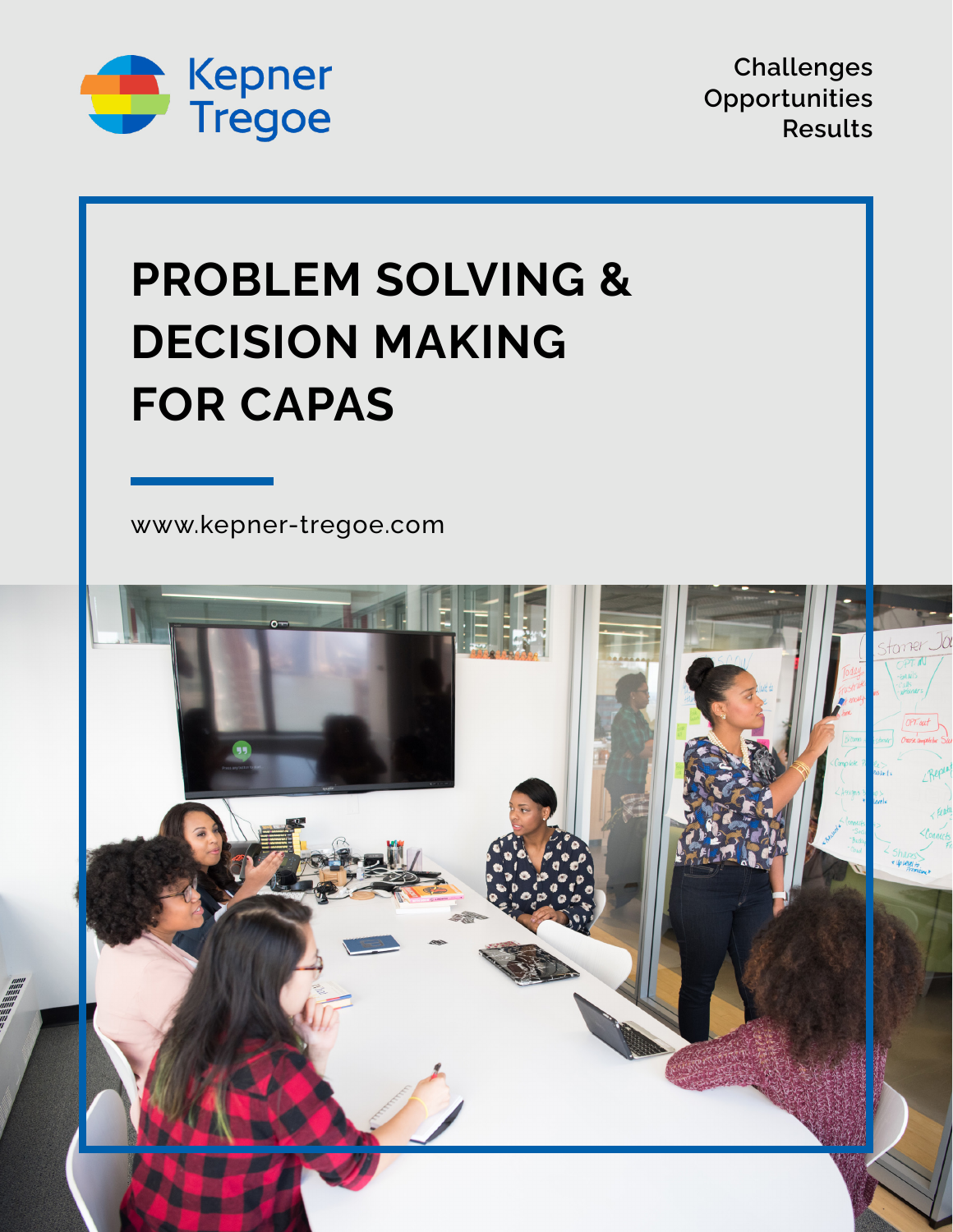Kepner Tregoe

Challenges
Opportunities
Results

# PROBLEM SOLVING & DECISION MAKING FOR CAPAS

www.kepner-tregoe.com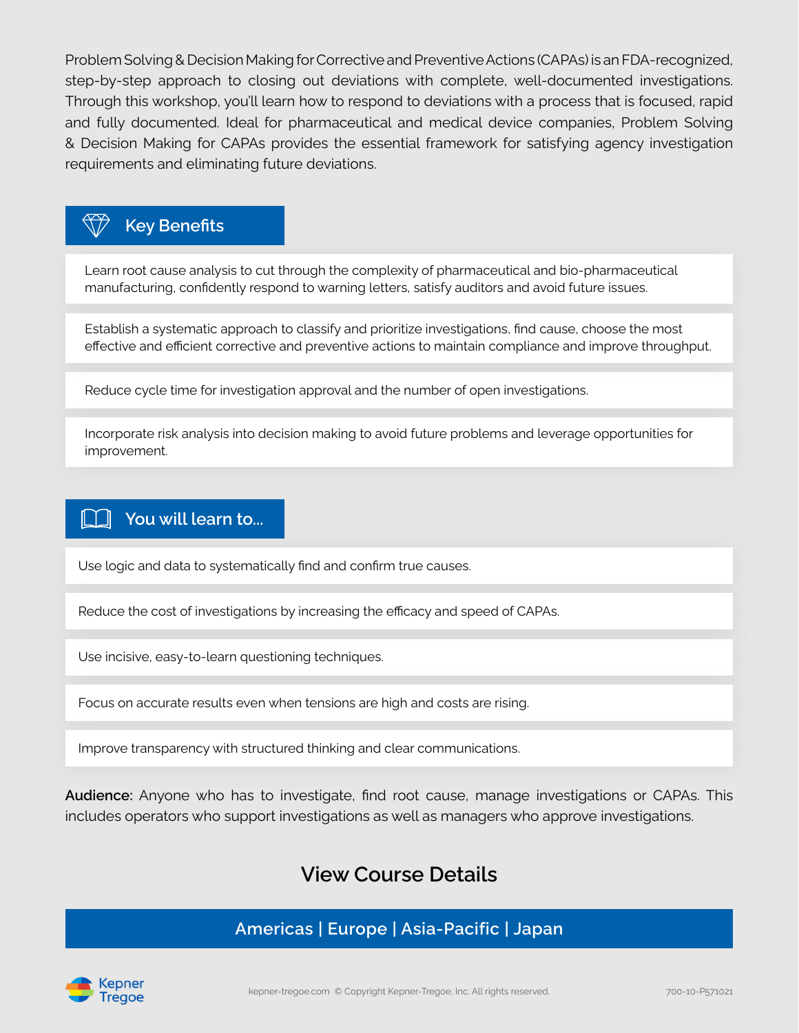Problem Solving & Decision Making for Corrective and Preventive Actions (CAPAs) is an FDA-recognized, step-by-step approach to closing out deviations with complete, well-documented investigations. Through this workshop, you'll learn how to respond to deviations with a process that is focused, rapid and fully documented. Ideal for pharmaceutical and medical device companies, Problem Solving & Decision Making for CAPAs provides the essential framework for satisfying agency investigation requirements and eliminating future deviations.

## Key Benefits

- Learn root cause analysis to cut through the complexity of pharmaceutical and bio-pharmaceutical manufacturing, confidently respond to warning letters, satisfy auditors and avoid future issues.
- Establish a systematic approach to classify and prioritize investigations, find cause, choose the most effective and efficient corrective and preventive actions to maintain compliance and improve throughput.
- Reduce cycle time for investigation approval and the number of open investigations.
- Incorporate risk analysis into decision making to avoid future problems and leverage opportunities for improvement.

## You will learn to...

- Use logic and data to systematically find and confirm true causes.
- Reduce the cost of investigations by increasing the efficacy and speed of CAPAs.
- Use incisive, easy-to-learn questioning techniques.
- Focus on accurate results even when tensions are high and costs are rising.
- Improve transparency with structured thinking and clear communications.

**Audience:** Anyone who has to investigate, find root cause, manage investigations or CAPAs. This includes operators who support investigations as well as managers who approve investigations.

## View Course Details

Americas | Europe | Asia-Pacific | Japan

Kepner Tregoe

kepner-tregoe.com © Copyright Kepner-Tregoe, Inc. All rights reserved.

700-10-P571021